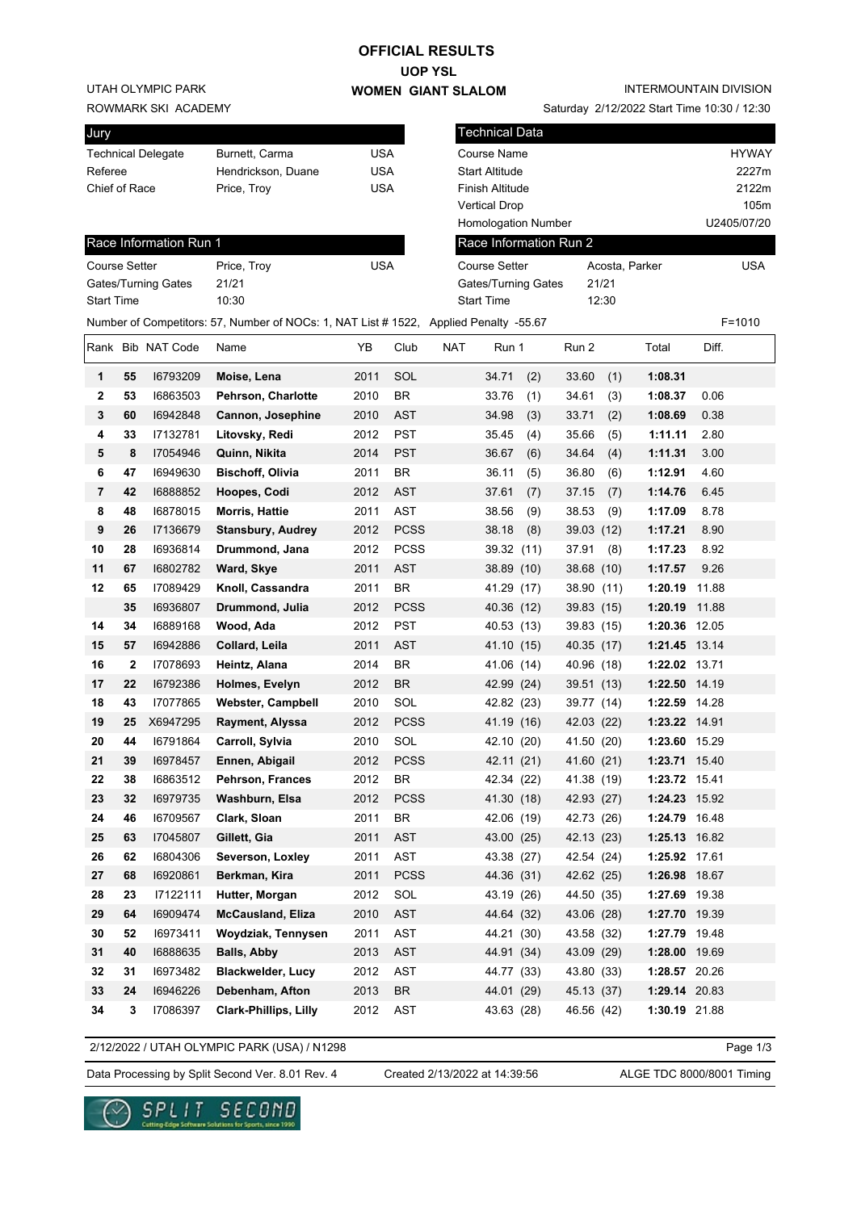# OFFICIAL RESULTS

## UOP YSL

## WOMEN GIANT SLALOM

UTAH OLYMPIC PARK
ROWMARK SKI ACADEMY

INTERMOUNTAIN DIVISION
Saturday 2/12/2022 Start Time 10:30 / 12:30

| Jury | | |
|---|---|---|
| Technical Delegate | Burnett, Carma | USA |
| Referee | Hendrickson, Duane | USA |
| Chief of Race | Price, Troy | USA |

| Technical Data | |
|---|---|
| Course Name | HYWAY |
| Start Altitude | 2227m |
| Finish Altitude | 2122m |
| Vertical Drop | 105m |
| Homologation Number | U2405/07/20 |

| Race Information Run 1 | | |
|---|---|---|
| Course Setter | Price, Troy | USA |
| Gates/Turning Gates | 21/21 | |
| Start Time | 10:30 | |

| Race Information Run 2 | | |
|---|---|---|
| Course Setter | Acosta, Parker | USA |
| Gates/Turning Gates | 21/21 | |
| Start Time | 12:30 | |

Number of Competitors: 57, Number of NOCs: 1, NAT List # 1522, Applied Penalty -55.67 F=1010

| Rank | Bib | NAT Code | Name | YB | Club | NAT | Run 1 | Run 2 | Total | Diff. |
|---|---|---|---|---|---|---|---|---|---|---|
| 1 | 55 | I6793209 | **Moise, Lena** | 2011 | SOL | | 34.71 (2) | 33.60 (1) | **1:08.31** | |
| 2 | 53 | I6863503 | **Pehrson, Charlotte** | 2010 | BR | | 33.76 (1) | 34.61 (3) | **1:08.37** | 0.06 |
| 3 | 60 | I6942848 | **Cannon, Josephine** | 2010 | AST | | 34.98 (3) | 33.71 (2) | **1:08.69** | 0.38 |
| 4 | 33 | I7132781 | **Litovsky, Redi** | 2012 | PST | | 35.45 (4) | 35.66 (5) | **1:11.11** | 2.80 |
| 5 | 8 | I7054946 | **Quinn, Nikita** | 2014 | PST | | 36.67 (6) | 34.64 (4) | **1:11.31** | 3.00 |
| 6 | 47 | I6949630 | **Bischoff, Olivia** | 2011 | BR | | 36.11 (5) | 36.80 (6) | **1:12.91** | 4.60 |
| 7 | 42 | I6888852 | **Hoopes, Codi** | 2012 | AST | | 37.61 (7) | 37.15 (7) | **1:14.76** | 6.45 |
| 8 | 48 | I6878015 | **Morris, Hattie** | 2011 | AST | | 38.56 (9) | 38.53 (9) | **1:17.09** | 8.78 |
| 9 | 26 | I7136679 | **Stansbury, Audrey** | 2012 | PCSS | | 38.18 (8) | 39.03 (12) | **1:17.21** | 8.90 |
| 10 | 28 | I6936814 | **Drummond, Jana** | 2012 | PCSS | | 39.32 (11) | 37.91 (8) | **1:17.23** | 8.92 |
| 11 | 67 | I6802782 | **Ward, Skye** | 2011 | AST | | 38.89 (10) | 38.68 (10) | **1:17.57** | 9.26 |
| 12 | 65 | I7089429 | **Knoll, Cassandra** | 2011 | BR | | 41.29 (17) | 38.90 (11) | **1:20.19** | 11.88 |
| | 35 | I6936807 | **Drummond, Julia** | 2012 | PCSS | | 40.36 (12) | 39.83 (15) | **1:20.19** | 11.88 |
| 14 | 34 | I6889168 | **Wood, Ada** | 2012 | PST | | 40.53 (13) | 39.83 (15) | **1:20.36** | 12.05 |
| 15 | 57 | I6942886 | **Collard, Leila** | 2011 | AST | | 41.10 (15) | 40.35 (17) | **1:21.45** | 13.14 |
| 16 | 2 | I7078693 | **Heintz, Alana** | 2014 | BR | | 41.06 (14) | 40.96 (18) | **1:22.02** | 13.71 |
| 17 | 22 | I6792386 | **Holmes, Evelyn** | 2012 | BR | | 42.99 (24) | 39.51 (13) | **1:22.50** | 14.19 |
| 18 | 43 | I7077865 | **Webster, Campbell** | 2010 | SOL | | 42.82 (23) | 39.77 (14) | **1:22.59** | 14.28 |
| 19 | 25 | X6947295 | **Rayment, Alyssa** | 2012 | PCSS | | 41.19 (16) | 42.03 (22) | **1:23.22** | 14.91 |
| 20 | 44 | I6791864 | **Carroll, Sylvia** | 2010 | SOL | | 42.10 (20) | 41.50 (20) | **1:23.60** | 15.29 |
| 21 | 39 | I6978457 | **Ennen, Abigail** | 2012 | PCSS | | 42.11 (21) | 41.60 (21) | **1:23.71** | 15.40 |
| 22 | 38 | I6863512 | **Pehrson, Frances** | 2012 | BR | | 42.34 (22) | 41.38 (19) | **1:23.72** | 15.41 |
| 23 | 32 | I6979735 | **Washburn, Elsa** | 2012 | PCSS | | 41.30 (18) | 42.93 (27) | **1:24.23** | 15.92 |
| 24 | 46 | I6709567 | **Clark, Sloan** | 2011 | BR | | 42.06 (19) | 42.73 (26) | **1:24.79** | 16.48 |
| 25 | 63 | I7045807 | **Gillett, Gia** | 2011 | AST | | 43.00 (25) | 42.13 (23) | **1:25.13** | 16.82 |
| 26 | 62 | I6804306 | **Severson, Loxley** | 2011 | AST | | 43.38 (27) | 42.54 (24) | **1:25.92** | 17.61 |
| 27 | 68 | I6920861 | **Berkman, Kira** | 2011 | PCSS | | 44.36 (31) | 42.62 (25) | **1:26.98** | 18.67 |
| 28 | 23 | I7122111 | **Hutter, Morgan** | 2012 | SOL | | 43.19 (26) | 44.50 (35) | **1:27.69** | 19.38 |
| 29 | 64 | I6909474 | **McCausland, Eliza** | 2010 | AST | | 44.64 (32) | 43.06 (28) | **1:27.70** | 19.39 |
| 30 | 52 | I6973411 | **Woydziak, Tennysen** | 2011 | AST | | 44.21 (30) | 43.58 (32) | **1:27.79** | 19.48 |
| 31 | 40 | I6888635 | **Balls, Abby** | 2013 | AST | | 44.91 (34) | 43.09 (29) | **1:28.00** | 19.69 |
| 32 | 31 | I6973482 | **Blackwelder, Lucy** | 2012 | AST | | 44.77 (33) | 43.80 (33) | **1:28.57** | 20.26 |
| 33 | 24 | I6946226 | **Debenham, Afton** | 2013 | BR | | 44.01 (29) | 45.13 (37) | **1:29.14** | 20.83 |
| 34 | 3 | I7086397 | **Clark-Phillips, Lilly** | 2012 | AST | | 43.63 (28) | 46.56 (42) | **1:30.19** | 21.88 |

2/12/2022 / UTAH OLYMPIC PARK (USA) / N1298

Data Processing by Split Second Ver. 8.01 Rev. 4 Created 2/13/2022 at 14:39:56 ALGE TDC 8000/8001 Timing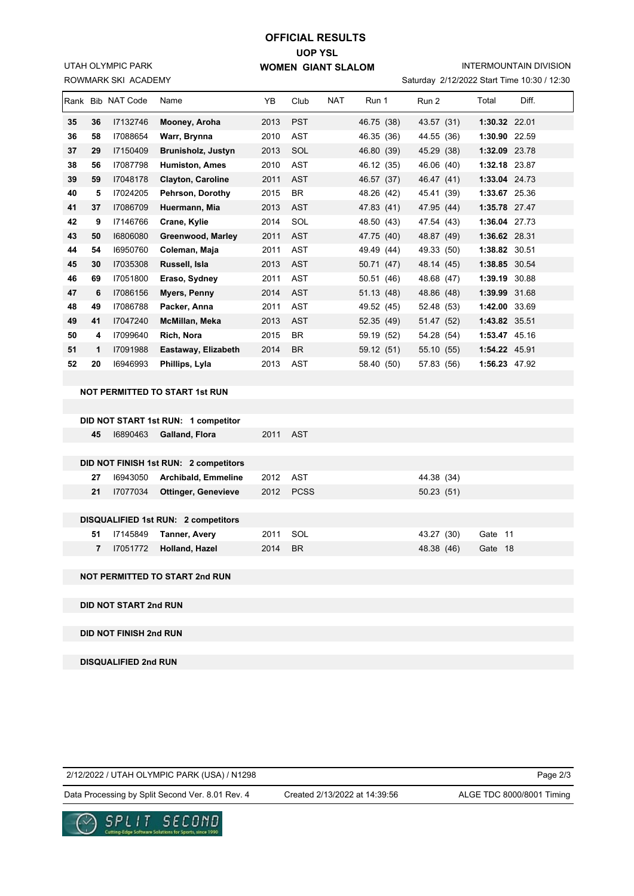# OFFICIAL RESULTS

## UOP YSL

## WOMEN GIANT SLALOM

UTAH OLYMPIC PARK
ROWMARK SKI ACADEMY

INTERMOUNTAIN DIVISION
Saturday 2/12/2022 Start Time 10:30 / 12:30

| Rank | Bib | NAT Code | Name | YB | Club | NAT | Run 1 | Run 2 | Total | Diff. |
|---|---|---|---|---|---|---|---|---|---|---|
| **35** | **36** | I7132746 | **Mooney, Aroha** | 2013 | PST | | 46.75 (38) | 43.57 (31) | **1:30.32** | 22.01 |
| **36** | **58** | I7088654 | **Warr, Brynna** | 2010 | AST | | 46.35 (36) | 44.55 (36) | **1:30.90** | 22.59 |
| **37** | **29** | I7150409 | **Brunisholz, Justyn** | 2013 | SOL | | 46.80 (39) | 45.29 (38) | **1:32.09** | 23.78 |
| **38** | **56** | I7087798 | **Humiston, Ames** | 2010 | AST | | 46.12 (35) | 46.06 (40) | **1:32.18** | 23.87 |
| **39** | **59** | I7048178 | **Clayton, Caroline** | 2011 | AST | | 46.57 (37) | 46.47 (41) | **1:33.04** | 24.73 |
| **40** | **5** | I7024205 | **Pehrson, Dorothy** | 2015 | BR | | 48.26 (42) | 45.41 (39) | **1:33.67** | 25.36 |
| **41** | **37** | I7086709 | **Huermann, Mia** | 2013 | AST | | 47.83 (41) | 47.95 (44) | **1:35.78** | 27.47 |
| **42** | **9** | I7146766 | **Crane, Kylie** | 2014 | SOL | | 48.50 (43) | 47.54 (43) | **1:36.04** | 27.73 |
| **43** | **50** | I6806080 | **Greenwood, Marley** | 2011 | AST | | 47.75 (40) | 48.87 (49) | **1:36.62** | 28.31 |
| **44** | **54** | I6950760 | **Coleman, Maja** | 2011 | AST | | 49.49 (44) | 49.33 (50) | **1:38.82** | 30.51 |
| **45** | **30** | I7035308 | **Russell, Isla** | 2013 | AST | | 50.71 (47) | 48.14 (45) | **1:38.85** | 30.54 |
| **46** | **69** | I7051800 | **Eraso, Sydney** | 2011 | AST | | 50.51 (46) | 48.68 (47) | **1:39.19** | 30.88 |
| **47** | **6** | I7086156 | **Myers, Penny** | 2014 | AST | | 51.13 (48) | 48.86 (48) | **1:39.99** | 31.68 |
| **48** | **49** | I7086788 | **Packer, Anna** | 2011 | AST | | 49.52 (45) | 52.48 (53) | **1:42.00** | 33.69 |
| **49** | **41** | I7047240 | **McMillan, Meka** | 2013 | AST | | 52.35 (49) | 51.47 (52) | **1:43.82** | 35.51 |
| **50** | **4** | I7099640 | **Rich, Nora** | 2015 | BR | | 59.19 (52) | 54.28 (54) | **1:53.47** | 45.16 |
| **51** | **1** | I7091988 | **Eastaway, Elizabeth** | 2014 | BR | | 59.12 (51) | 55.10 (55) | **1:54.22** | 45.91 |
| **52** | **20** | I6946993 | **Phillips, Lyla** | 2013 | AST | | 58.40 (50) | 57.83 (56) | **1:56.23** | 47.92 |

**NOT PERMITTED TO START 1st RUN**

**DID NOT START 1st RUN: 1 competitor**

| Bib | NAT Code | Name | YB | Club |
|---|---|---|---|---|
| **45** | I6890463 | **Galland, Flora** | 2011 | AST |

**DID NOT FINISH 1st RUN: 2 competitors**

| Bib | NAT Code | Name | YB | Club | Run 2 |
|---|---|---|---|---|---|
| **27** | I6943050 | **Archibald, Emmeline** | 2012 | AST | 44.38 (34) |
| **21** | I7077034 | **Ottinger, Genevieve** | 2012 | PCSS | 50.23 (51) |

**DISQUALIFIED 1st RUN: 2 competitors**

| Bib | NAT Code | Name | YB | Club | Run 2 | Gate |
|---|---|---|---|---|---|---|
| **51** | I7145849 | **Tanner, Avery** | 2011 | SOL | 43.27 (30) | Gate 11 |
| **7** | I7051772 | **Holland, Hazel** | 2014 | BR | 48.38 (46) | Gate 18 |

**NOT PERMITTED TO START 2nd RUN**

**DID NOT START 2nd RUN**

**DID NOT FINISH 2nd RUN**

**DISQUALIFIED 2nd RUN**

2/12/2022 / UTAH OLYMPIC PARK (USA) / N1298

Data Processing by Split Second Ver. 8.01 Rev. 4 — Created 2/13/2022 at 14:39:56 — ALGE TDC 8000/8001 Timing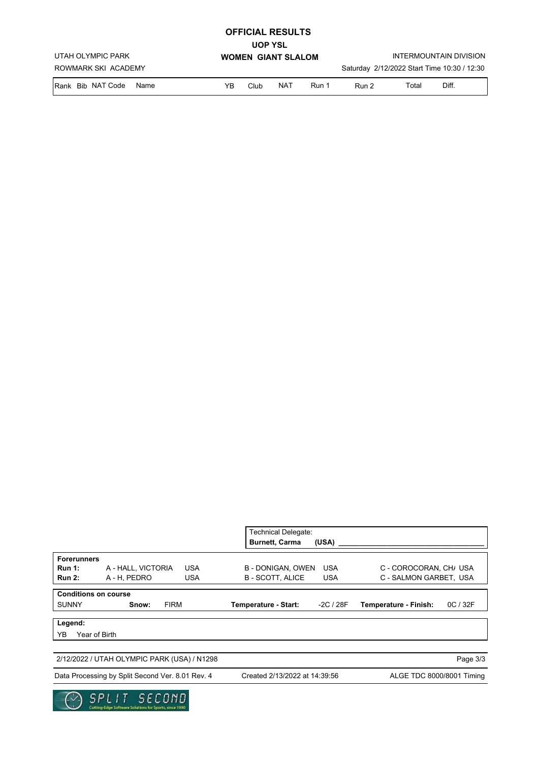# OFFICIAL RESULTS

## UOP YSL

## WOMEN GIANT SLALOM

UTAH OLYMPIC PARK
ROWMARK SKI ACADEMY

INTERMOUNTAIN DIVISION
Saturday 2/12/2022 Start Time 10:30 / 12:30

| Rank | Bib | NAT Code | Name | YB | Club | NAT | Run 1 | Run 2 | Total | Diff. |
|---|---|---|---|---|---|---|---|---|---|---|

Technical Delegate:
**Burnett, Carma** (USA)

| **Forerunners** | | | | | | |
|---|---|---|---|---|---|---|
| **Run 1:** | A - HALL, VICTORIA | USA | B - DONIGAN, OWEN | USA | C - COROCORAN, CH/ | USA |
| **Run 2:** | A - H, PEDRO | USA | B - SCOTT, ALICE | USA | C - SALMON GARBET, | USA |

| **Conditions on course** | | | | | | |
|---|---|---|---|---|---|---|
| SUNNY | **Snow:** | FIRM | **Temperature - Start:** | -2C / 28F | **Temperature - Finish:** | 0C / 32F |

**Legend:**
YB Year of Birth

2/12/2022 / UTAH OLYMPIC PARK (USA) / N1298

Data Processing by Split Second Ver. 8.01 Rev. 4 | Created 2/13/2022 at 14:39:56 | ALGE TDC 8000/8001 Timing